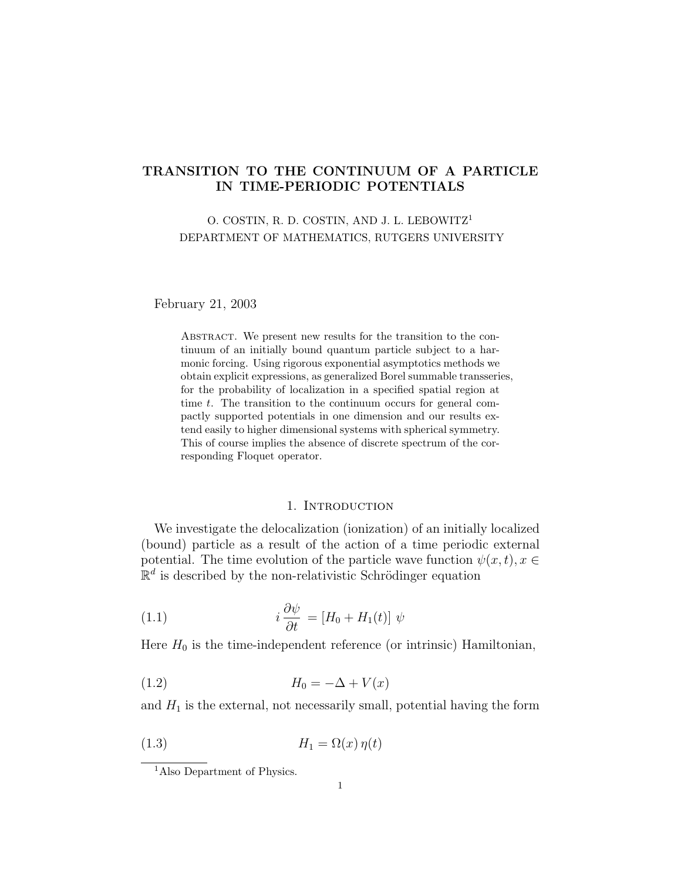# TRANSITION TO THE CONTINUUM OF A PARTICLE IN TIME-PERIODIC POTENTIALS

O. COSTIN, R. D. COSTIN, AND J. L. LEBOWITZ[1]
DEPARTMENT OF MATHEMATICS, RUTGERS UNIVERSITY

February 21, 2003

Abstract. We present new results for the transition to the continuum of an initially bound quantum particle subject to a harmonic forcing. Using rigorous exponential asymptotics methods we obtain explicit expressions, as generalized Borel summable transseries, for the probability of localization in a specified spatial region at time $t$. The transition to the continuum occurs for general compactly supported potentials in one dimension and our results extend easily to higher dimensional systems with spherical symmetry. This of course implies the absence of discrete spectrum of the corresponding Floquet operator.

## 1. Introduction

We investigate the delocalization (ionization) of an initially localized (bound) particle as a result of the action of a time periodic external potential. The time evolution of the particle wave function $\psi(x,t), x \in \mathbb{R}^d$ is described by the non-relativistic Schrödinger equation

$$i\,\frac{\partial \psi}{\partial t} = [H_0 + H_1(t)]\;\psi \tag{1.1}$$

Here $H_0$ is the time-independent reference (or intrinsic) Hamiltonian,

$$H_0 = -\Delta + V(x) \tag{1.2}$$

and $H_1$ is the external, not necessarily small, potential having the form

$$H_1 = \Omega(x)\,\eta(t) \tag{1.3}$$

[1] Also Department of Physics.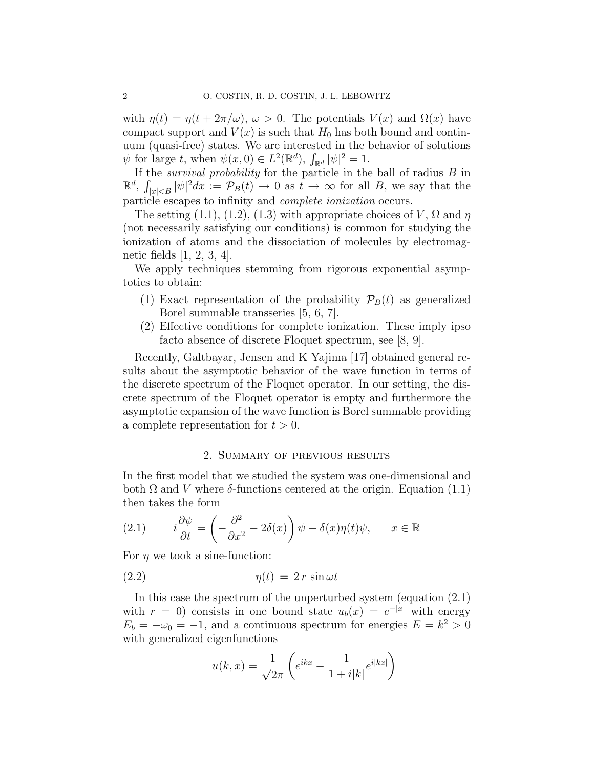with $\eta(t) = \eta(t + 2\pi/\omega)$, $\omega > 0$. The potentials $V(x)$ and $\Omega(x)$ have compact support and $V(x)$ is such that $H_0$ has both bound and continuum (quasi-free) states. We are interested in the behavior of solutions $\psi$ for large $t$, when $\psi(x, 0) \in L^2(\mathbb{R}^d)$, $\int_{\mathbb{R}^d} |\psi|^2 = 1$.

If the *survival probability* for the particle in the ball of radius $B$ in $\mathbb{R}^d$, $\int_{|x|<B} |\psi|^2 dx := \mathcal{P}_B(t) \to 0$ as $t \to \infty$ for all $B$, we say that the particle escapes to infinity and *complete ionization* occurs.

The setting (1.1), (1.2), (1.3) with appropriate choices of $V$, $\Omega$ and $\eta$ (not necessarily satisfying our conditions) is common for studying the ionization of atoms and the dissociation of molecules by electromagnetic fields [1, 2, 3, 4].

We apply techniques stemming from rigorous exponential asymptotics to obtain:

1. Exact representation of the probability $\mathcal{P}_B(t)$ as generalized Borel summable transseries [5, 6, 7].
2. Effective conditions for complete ionization. These imply ipso facto absence of discrete Floquet spectrum, see [8, 9].

Recently, Galtbayar, Jensen and K Yajima [17] obtained general results about the asymptotic behavior of the wave function in terms of the discrete spectrum of the Floquet operator. In our setting, the discrete spectrum of the Floquet operator is empty and furthermore the asymptotic expansion of the wave function is Borel summable providing a complete representation for $t > 0$.

## 2. Summary of previous results

In the first model that we studied the system was one-dimensional and both $\Omega$ and $V$ where $\delta$-functions centered at the origin. Equation (1.1) then takes the form

$$i\frac{\partial \psi}{\partial t} = \left(-\frac{\partial^2}{\partial x^2} - 2\delta(x)\right)\psi - \delta(x)\eta(t)\psi, \qquad x \in \mathbb{R} \tag{2.1}$$

For $\eta$ we took a sine-function:

$$\eta(t) = 2\, r\, \sin \omega t \tag{2.2}$$

In this case the spectrum of the unperturbed system (equation (2.1) with $r = 0$) consists in one bound state $u_b(x) = e^{-|x|}$ with energy $E_b = -\omega_0 = -1$, and a continuous spectrum for energies $E = k^2 > 0$ with generalized eigenfunctions

$$u(k, x) = \frac{1}{\sqrt{2\pi}}\left(e^{ikx} - \frac{1}{1 + i|k|}e^{i|kx|}\right)$$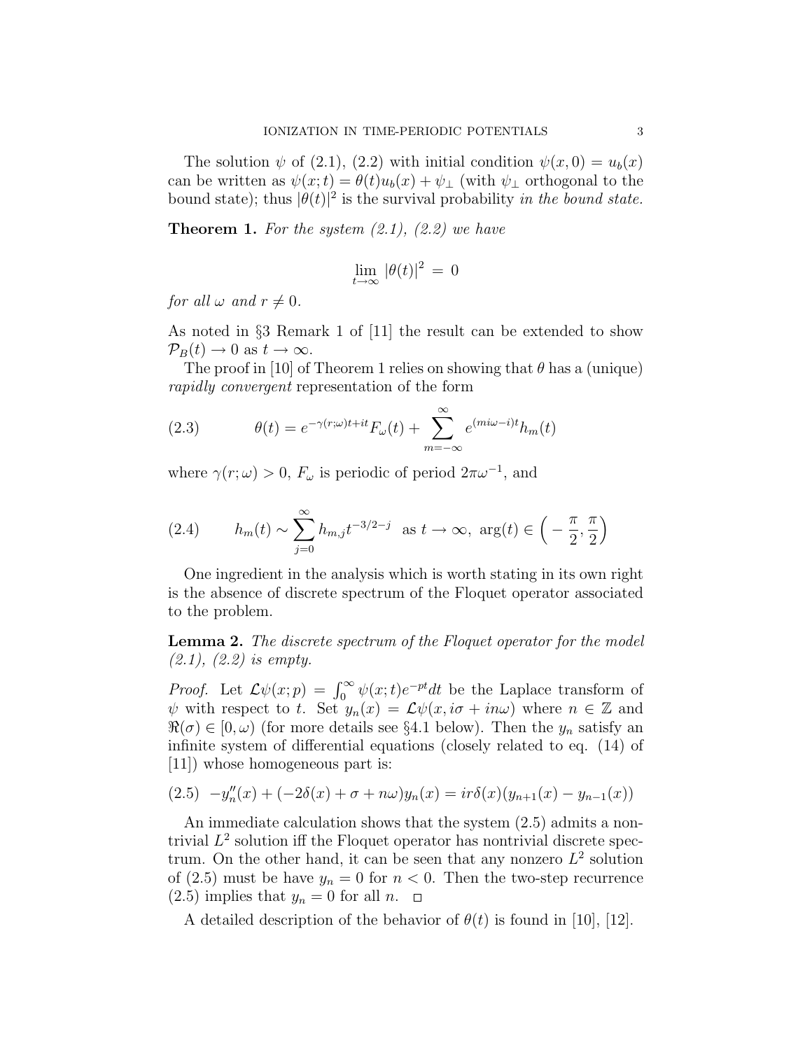The solution $\psi$ of (2.1), (2.2) with initial condition $\psi(x, 0) = u_b(x)$ can be written as $\psi(x;t) = \theta(t)u_b(x) + \psi_\perp$ (with $\psi_\perp$ orthogonal to the bound state); thus $|\theta(t)|^2$ is the survival probability *in the bound state.*

**Theorem 1.** *For the system (2.1), (2.2) we have*

$$\lim_{t\to\infty} |\theta(t)|^2 = 0$$

*for all $\omega$ and $r \neq 0$.*

As noted in §3 Remark 1 of [11] the result can be extended to show $\mathcal{P}_B(t) \to 0$ as $t \to \infty$.

The proof in [10] of Theorem 1 relies on showing that $\theta$ has a (unique) *rapidly convergent* representation of the form

$$\theta(t) = e^{-\gamma(r;\omega)t+it}F_\omega(t) + \sum_{m=-\infty}^{\infty} e^{(mi\omega-i)t}h_m(t) \tag{2.3}$$

where $\gamma(r;\omega) > 0$, $F_\omega$ is periodic of period $2\pi\omega^{-1}$, and

$$h_m(t) \sim \sum_{j=0}^{\infty} h_{m,j}t^{-3/2-j} \quad \text{as } t \to \infty,\ \arg(t) \in \Big(-\frac{\pi}{2}, \frac{\pi}{2}\Big) \tag{2.4}$$

One ingredient in the analysis which is worth stating in its own right is the absence of discrete spectrum of the Floquet operator associated to the problem.

**Lemma 2.** *The discrete spectrum of the Floquet operator for the model (2.1), (2.2) is empty.*

*Proof.* Let $\mathcal{L}\psi(x;p) = \int_0^\infty \psi(x;t)e^{-pt}dt$ be the Laplace transform of $\psi$ with respect to $t$. Set $y_n(x) = \mathcal{L}\psi(x, i\sigma + in\omega)$ where $n \in \mathbb{Z}$ and $\Re(\sigma) \in [0, \omega)$ (for more details see §4.1 below). Then the $y_n$ satisfy an infinite system of differential equations (closely related to eq. (14) of [11]) whose homogeneous part is:

$$-y_n''(x) + (-2\delta(x) + \sigma + n\omega)y_n(x) = ir\delta(x)(y_{n+1}(x) - y_{n-1}(x)) \tag{2.5}$$

An immediate calculation shows that the system (2.5) admits a nontrivial $L^2$ solution iff the Floquet operator has nontrivial discrete spectrum. On the other hand, it can be seen that any nonzero $L^2$ solution of (2.5) must be have $y_n = 0$ for $n < 0$. Then the two-step recurrence (2.5) implies that $y_n = 0$ for all $n$. $\square$

A detailed description of the behavior of $\theta(t)$ is found in [10], [12].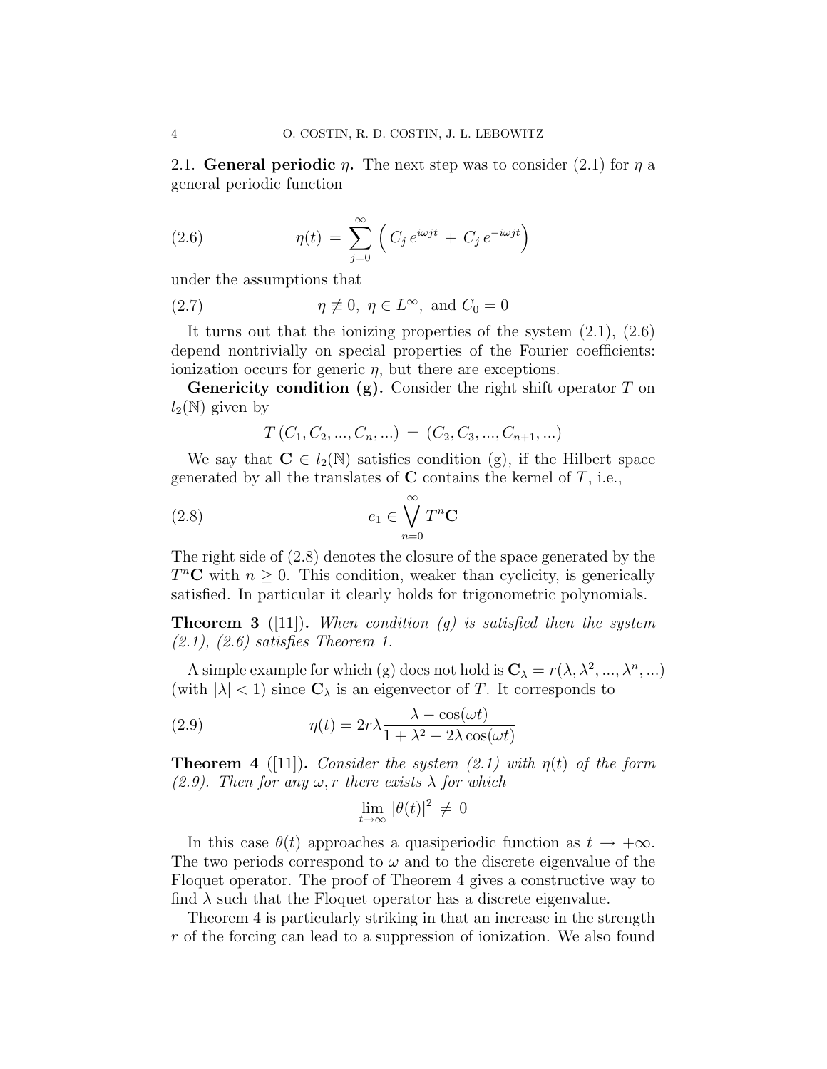2.1. **General periodic $\eta$.** The next step was to consider (2.1) for $\eta$ a general periodic function

$$\eta(t) = \sum_{j=0}^{\infty} \left( C_j \, e^{i\omega j t} + \overline{C_j} \, e^{-i\omega j t} \right) \tag{2.6}$$

under the assumptions that

$$\eta \not\equiv 0, \ \eta \in L^{\infty}, \ \text{and } C_0 = 0 \tag{2.7}$$

It turns out that the ionizing properties of the system (2.1), (2.6) depend nontrivially on special properties of the Fourier coefficients: ionization occurs for generic $\eta$, but there are exceptions.

**Genericity condition (g).** Consider the right shift operator $T$ on $l_2(\mathbb{N})$ given by

$$T\,(C_1, C_2, ..., C_n, ...) = (C_2, C_3, ..., C_{n+1}, ...)$$

We say that $\mathbf{C} \in l_2(\mathbb{N})$ satisfies condition (g), if the Hilbert space generated by all the translates of $\mathbf{C}$ contains the kernel of $T$, i.e.,

$$e_1 \in \bigvee_{n=0}^{\infty} T^n \mathbf{C} \tag{2.8}$$

The right side of (2.8) denotes the closure of the space generated by the $T^n\mathbf{C}$ with $n \geq 0$. This condition, weaker than cyclicity, is generically satisfied. In particular it clearly holds for trigonometric polynomials.

**Theorem 3** ([11])**.** *When condition (g) is satisfied then the system (2.1), (2.6) satisfies Theorem 1.*

A simple example for which (g) does not hold is $\mathbf{C}_\lambda = r(\lambda, \lambda^2, ..., \lambda^n, ...)$ (with $|\lambda| < 1$) since $\mathbf{C}_\lambda$ is an eigenvector of $T$. It corresponds to

$$\eta(t) = 2r\lambda \frac{\lambda - \cos(\omega t)}{1 + \lambda^2 - 2\lambda\cos(\omega t)} \tag{2.9}$$

**Theorem 4** ([11])**.** *Consider the system (2.1) with $\eta(t)$ of the form (2.9). Then for any $\omega, r$ there exists $\lambda$ for which*

$$\lim_{t\to\infty} |\theta(t)|^2 \neq 0$$

In this case $\theta(t)$ approaches a quasiperiodic function as $t \to +\infty$. The two periods correspond to $\omega$ and to the discrete eigenvalue of the Floquet operator. The proof of Theorem 4 gives a constructive way to find $\lambda$ such that the Floquet operator has a discrete eigenvalue.

Theorem 4 is particularly striking in that an increase in the strength $r$ of the forcing can lead to a suppression of ionization. We also found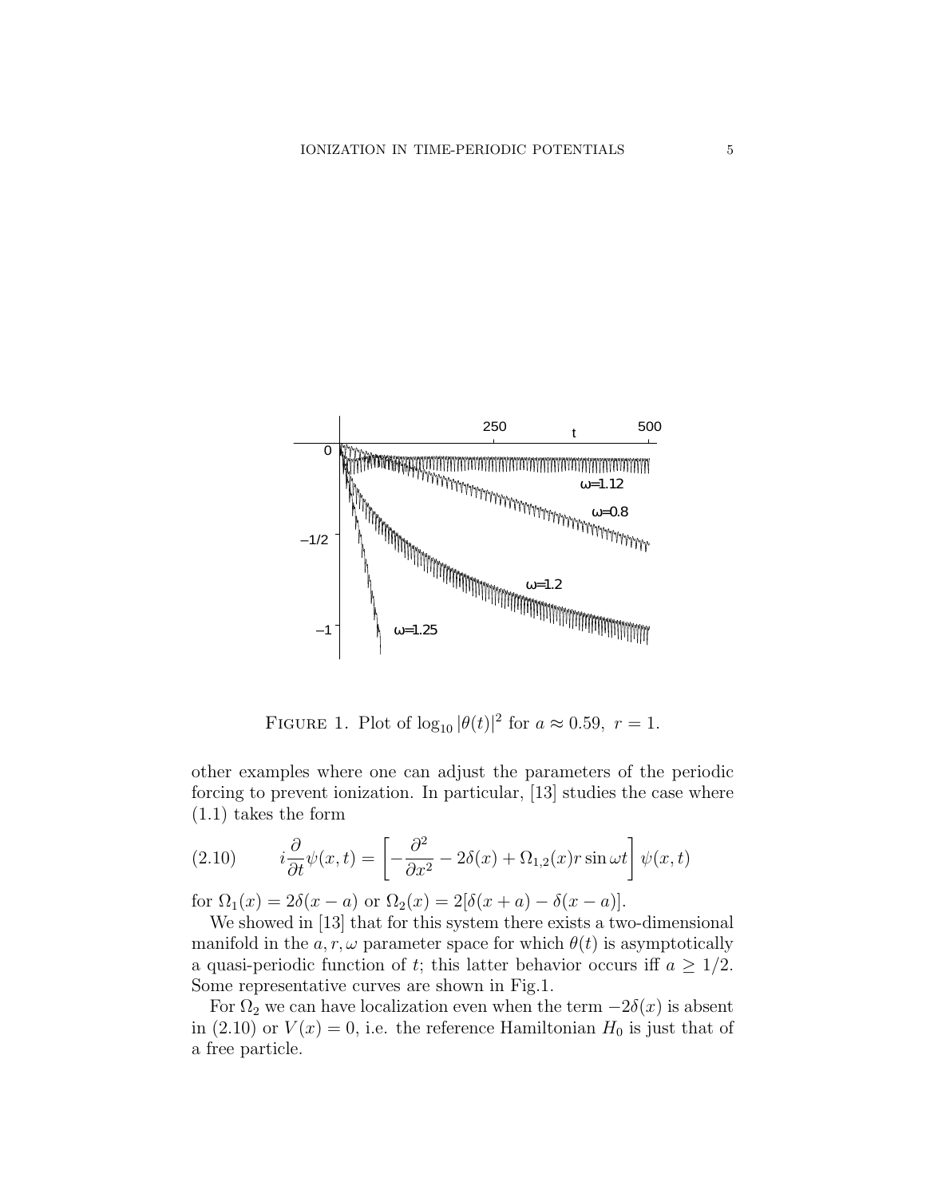FIGURE 1. Plot of $\log_{10}|\theta(t)|^2$ for $a \approx 0.59,\ r = 1$.

other examples where one can adjust the parameters of the periodic forcing to prevent ionization. In particular, [13] studies the case where (1.1) takes the form

$$i\frac{\partial}{\partial t}\psi(x,t) = \left[-\frac{\partial^2}{\partial x^2} - 2\delta(x) + \Omega_{1,2}(x) r \sin\omega t\right]\psi(x,t) \tag{2.10}$$

for $\Omega_1(x) = 2\delta(x-a)$ or $\Omega_2(x) = 2[\delta(x+a) - \delta(x-a)]$.

We showed in [13] that for this system there exists a two-dimensional manifold in the $a, r, \omega$ parameter space for which $\theta(t)$ is asymptotically a quasi-periodic function of $t$; this latter behavior occurs iff $a \geq 1/2$. Some representative curves are shown in Fig.1.

For $\Omega_2$ we can have localization even when the term $-2\delta(x)$ is absent in (2.10) or $V(x) = 0$, i.e. the reference Hamiltonian $H_0$ is just that of a free particle.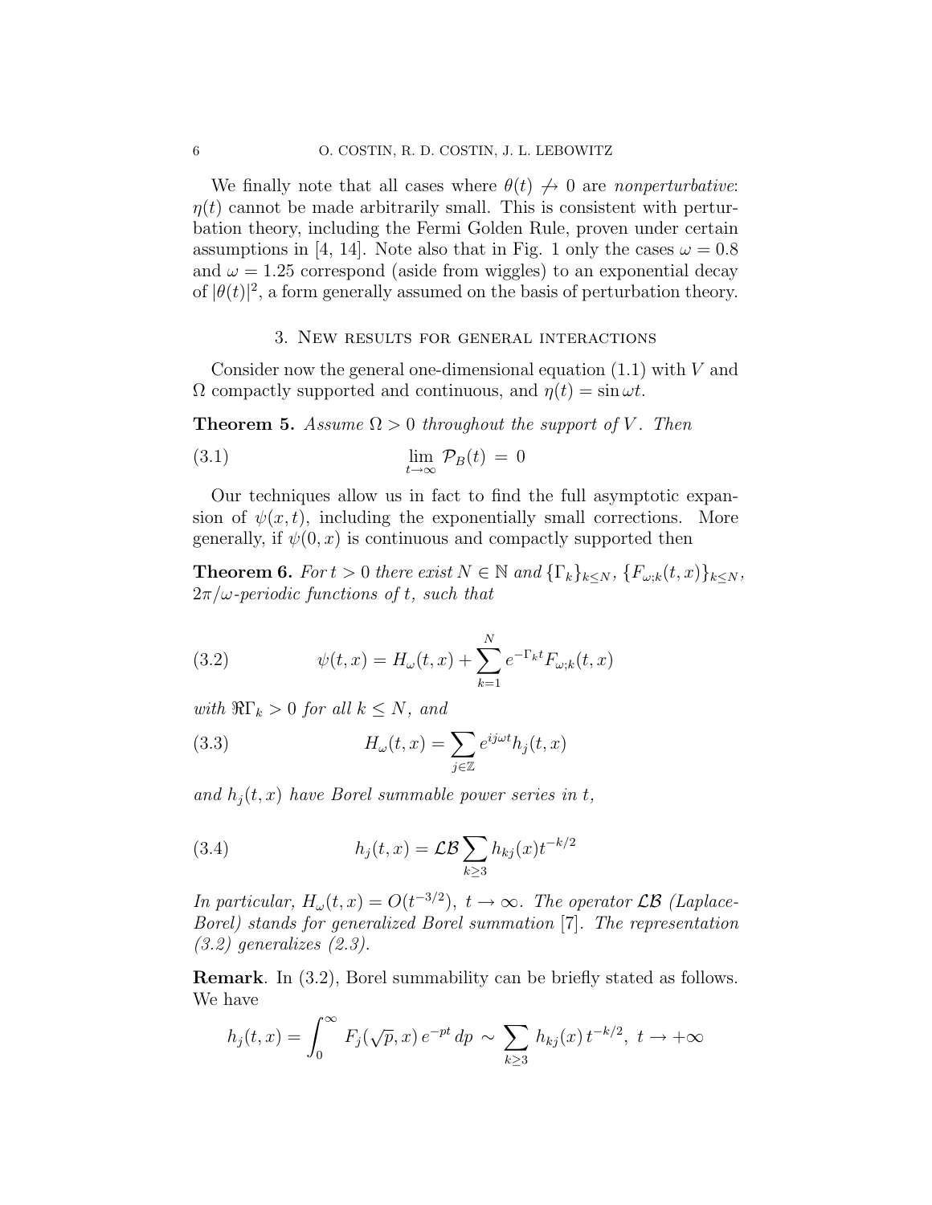We finally note that all cases where $\theta(t) \not\to 0$ are *nonperturbative*: $\eta(t)$ cannot be made arbitrarily small. This is consistent with perturbation theory, including the Fermi Golden Rule, proven under certain assumptions in [4, 14]. Note also that in Fig. 1 only the cases $\omega = 0.8$ and $\omega = 1.25$ correspond (aside from wiggles) to an exponential decay of $|\theta(t)|^2$, a form generally assumed on the basis of perturbation theory.

## 3. New results for general interactions

Consider now the general one-dimensional equation (1.1) with $V$ and $\Omega$ compactly supported and continuous, and $\eta(t) = \sin \omega t$.

**Theorem 5.** *Assume $\Omega > 0$ throughout the support of $V$. Then*

$$\lim_{t\to\infty} \mathcal{P}_B(t) \,=\, 0 \tag{3.1}$$

Our techniques allow us in fact to find the full asymptotic expansion of $\psi(x,t)$, including the exponentially small corrections. More generally, if $\psi(0,x)$ is continuous and compactly supported then

**Theorem 6.** *For $t > 0$ there exist $N \in \mathbb{N}$ and $\{\Gamma_k\}_{k\le N}$, $\{F_{\omega;k}(t,x)\}_{k\le N}$, $2\pi/\omega$-periodic functions of $t$, such that*

$$\psi(t,x) = H_\omega(t,x) + \sum_{k=1}^{N} e^{-\Gamma_k t} F_{\omega;k}(t,x) \tag{3.2}$$

*with $\Re\Gamma_k > 0$ for all $k \le N$, and*

$$H_\omega(t,x) = \sum_{j\in\mathbb{Z}} e^{ij\omega t} h_j(t,x) \tag{3.3}$$

*and $h_j(t,x)$ have Borel summable power series in $t$,*

$$h_j(t,x) = \mathcal{LB} \sum_{k\ge 3} h_{kj}(x) t^{-k/2} \tag{3.4}$$

*In particular, $H_\omega(t,x) = O(t^{-3/2}),\ t\to\infty$. The operator $\mathcal{LB}$ (Laplace-Borel) stands for generalized Borel summation [7]. The representation (3.2) generalizes (2.3).*

**Remark**. In (3.2), Borel summability can be briefly stated as follows. We have

$$h_j(t,x) = \int_0^\infty F_j(\sqrt{p},x)\, e^{-pt}\, dp \,\sim\, \sum_{k\ge 3} h_{kj}(x)\, t^{-k/2},\ t\to+\infty$$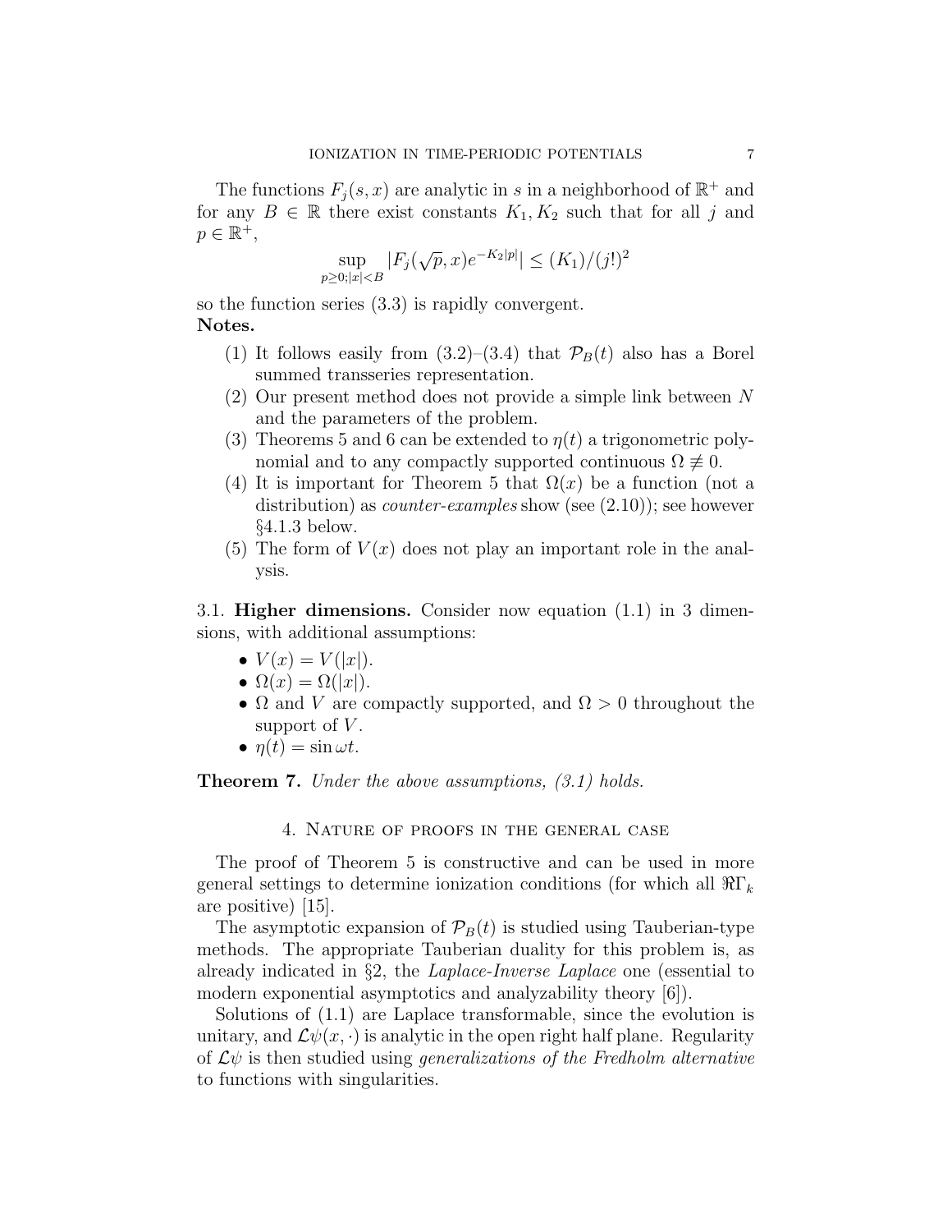The functions $F_j(s,x)$ are analytic in $s$ in a neighborhood of $\mathbb{R}^+$ and for any $B \in \mathbb{R}$ there exist constants $K_1, K_2$ such that for all $j$ and $p \in \mathbb{R}^+$,

$$\sup_{p\ge 0; |x|<B} |F_j(\sqrt{p},x)e^{-K_2|p|}| \le (K_1)/(j!)^2$$

so the function series (3.3) is rapidly convergent.

**Notes.**

1. It follows easily from (3.2)–(3.4) that $\mathcal{P}_B(t)$ also has a Borel summed transseries representation.
2. Our present method does not provide a simple link between $N$ and the parameters of the problem.
3. Theorems 5 and 6 can be extended to $\eta(t)$ a trigonometric polynomial and to any compactly supported continuous $\Omega \not\equiv 0$.
4. It is important for Theorem 5 that $\Omega(x)$ be a function (not a distribution) as *counter-examples* show (see (2.10)); see however §4.1.3 below.
5. The form of $V(x)$ does not play an important role in the analysis.

## 3.1. Higher dimensions.

Consider now equation (1.1) in 3 dimensions, with additional assumptions:

- $V(x) = V(|x|)$.
- $\Omega(x) = \Omega(|x|)$.
- $\Omega$ and $V$ are compactly supported, and $\Omega > 0$ throughout the support of $V$.
- $\eta(t) = \sin \omega t$.

**Theorem 7.** *Under the above assumptions, (3.1) holds.*

# 4. Nature of proofs in the general case

The proof of Theorem 5 is constructive and can be used in more general settings to determine ionization conditions (for which all $\Re\Gamma_k$ are positive) [15].

The asymptotic expansion of $\mathcal{P}_B(t)$ is studied using Tauberian-type methods. The appropriate Tauberian duality for this problem is, as already indicated in §2, the *Laplace-Inverse Laplace* one (essential to modern exponential asymptotics and analyzability theory [6]).

Solutions of (1.1) are Laplace transformable, since the evolution is unitary, and $\mathcal{L}\psi(x,\cdot)$ is analytic in the open right half plane. Regularity of $\mathcal{L}\psi$ is then studied using *generalizations of the Fredholm alternative* to functions with singularities.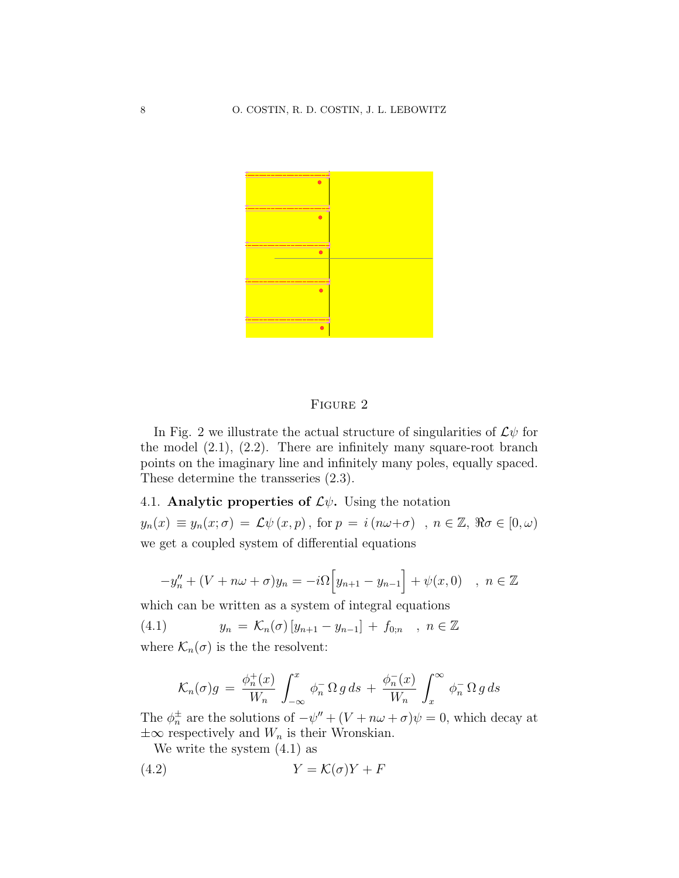Figure 2

In Fig. 2 we illustrate the actual structure of singularities of $\mathcal{L}\psi$ for the model (2.1), (2.2). There are infinitely many square-root branch points on the imaginary line and infinitely many poles, equally spaced. These determine the transseries (2.3).

### 4.1. Analytic properties of $\mathcal{L}\psi$.

Using the notation

$y_n(x) \equiv y_n(x;\sigma) = \mathcal{L}\psi\,(x,p)\,,$ for $p = i\,(n\omega{+}\sigma)\;\;,\; n \in \mathbb{Z},\; \Re\sigma \in [0,\omega)$

we get a coupled system of differential equations

$$-y_n'' + (V + n\omega + \sigma)y_n = -i\Omega\Big[y_{n+1} - y_{n-1}\Big] + \psi(x,0) \quad ,\; n \in \mathbb{Z}$$

which can be written as a system of integral equations

$$y_n \,=\, \mathcal{K}_n(\sigma)\,[y_{n+1} - y_{n-1}] \,+\, f_{0;n} \quad ,\; n \in \mathbb{Z} \tag{4.1}$$

where $\mathcal{K}_n(\sigma)$ is the the resolvent:

$$\mathcal{K}_n(\sigma)g \,=\, \frac{\phi_n^+(x)}{W_n}\int_{-\infty}^{x}\phi_n^-\,\Omega\,g\,ds \,+\, \frac{\phi_n^-(x)}{W_n}\int_{x}^{\infty}\phi_n^-\,\Omega\,g\,ds$$

The $\phi_n^\pm$ are the solutions of $-\psi'' + (V + n\omega + \sigma)\psi = 0$, which decay at $\pm\infty$ respectively and $W_n$ is their Wronskian.

We write the system (4.1) as

$$Y = \mathcal{K}(\sigma)Y + F \tag{4.2}$$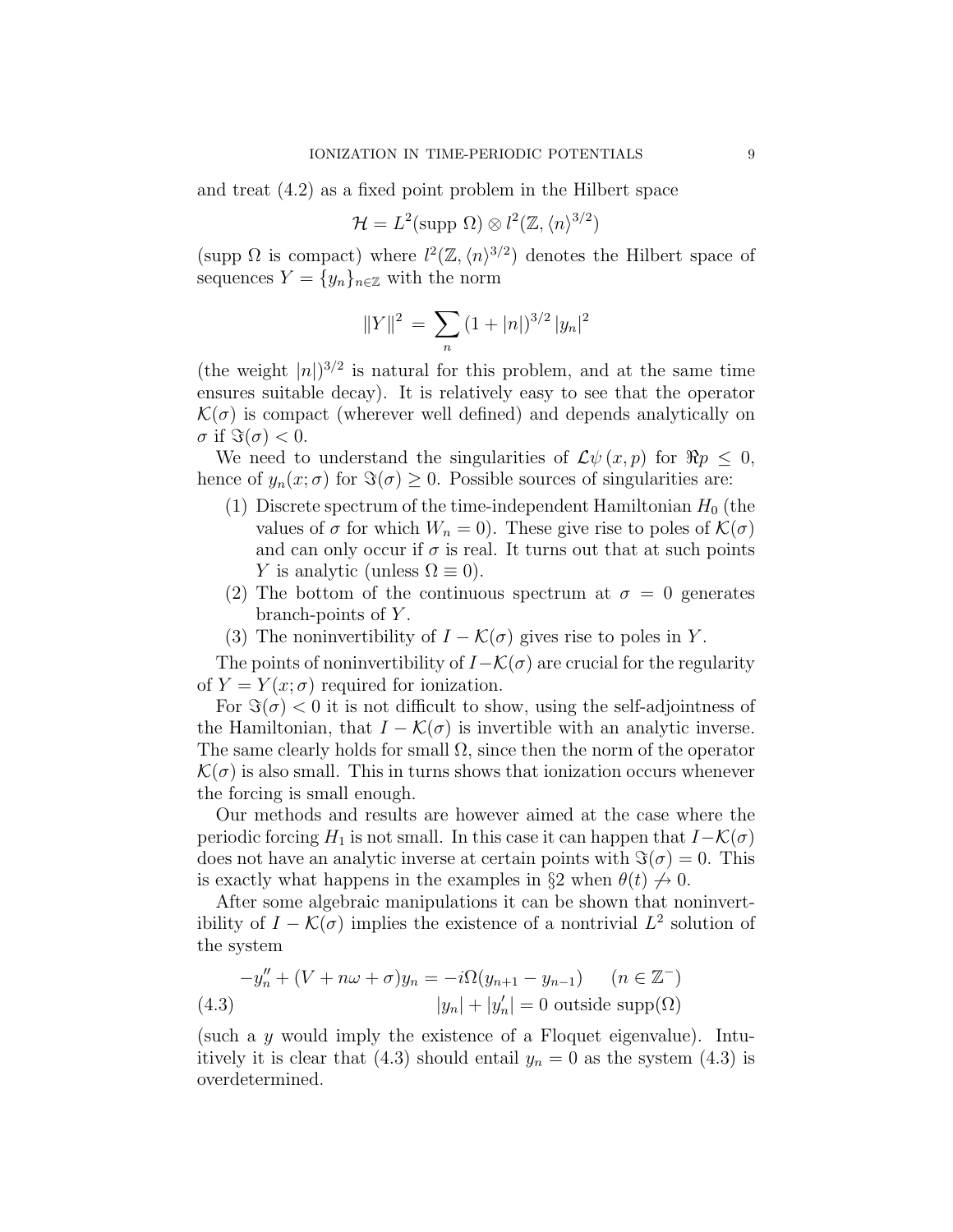and treat (4.2) as a fixed point problem in the Hilbert space

$$\mathcal{H} = L^2(\text{supp } \Omega) \otimes l^2(\mathbb{Z}, \langle n \rangle^{3/2})$$

(supp $\Omega$ is compact) where $l^2(\mathbb{Z}, \langle n \rangle^{3/2})$ denotes the Hilbert space of sequences $Y = \{y_n\}_{n \in \mathbb{Z}}$ with the norm

$$\|Y\|^2 = \sum_n (1 + |n|)^{3/2} |y_n|^2$$

(the weight $|n|)^{3/2}$ is natural for this problem, and at the same time ensures suitable decay). It is relatively easy to see that the operator $\mathcal{K}(\sigma)$ is compact (wherever well defined) and depends analytically on $\sigma$ if $\Im(\sigma) < 0$.

We need to understand the singularities of $\mathcal{L}\psi\,(x, p)$ for $\Re p \leq 0$, hence of $y_n(x; \sigma)$ for $\Im(\sigma) \geq 0$. Possible sources of singularities are:

1. Discrete spectrum of the time-independent Hamiltonian $H_0$ (the values of $\sigma$ for which $W_n = 0$). These give rise to poles of $\mathcal{K}(\sigma)$ and can only occur if $\sigma$ is real. It turns out that at such points $Y$ is analytic (unless $\Omega \equiv 0$).
2. The bottom of the continuous spectrum at $\sigma = 0$ generates branch-points of $Y$.
3. The noninvertibility of $I - \mathcal{K}(\sigma)$ gives rise to poles in $Y$.

The points of noninvertibility of $I - \mathcal{K}(\sigma)$ are crucial for the regularity of $Y = Y(x; \sigma)$ required for ionization.

For $\Im(\sigma) < 0$ it is not difficult to show, using the self-adjointness of the Hamiltonian, that $I - \mathcal{K}(\sigma)$ is invertible with an analytic inverse. The same clearly holds for small $\Omega$, since then the norm of the operator $\mathcal{K}(\sigma)$ is also small. This in turns shows that ionization occurs whenever the forcing is small enough.

Our methods and results are however aimed at the case where the periodic forcing $H_1$ is not small. In this case it can happen that $I - \mathcal{K}(\sigma)$ does not have an analytic inverse at certain points with $\Im(\sigma) = 0$. This is exactly what happens in the examples in §2 when $\theta(t) \not\to 0$.

After some algebraic manipulations it can be shown that noninvertibility of $I - \mathcal{K}(\sigma)$ implies the existence of a nontrivial $L^2$ solution of the system

$$\begin{aligned} -y_n'' + (V + n\omega + \sigma) y_n &= -i\Omega(y_{n+1} - y_{n-1}) \qquad (n \in \mathbb{Z}^-) \\ |y_n| + |y_n'| &= 0 \text{ outside supp}(\Omega) \end{aligned} \tag{4.3}$$

(such a $y$ would imply the existence of a Floquet eigenvalue). Intuitively it is clear that (4.3) should entail $y_n = 0$ as the system (4.3) is overdetermined.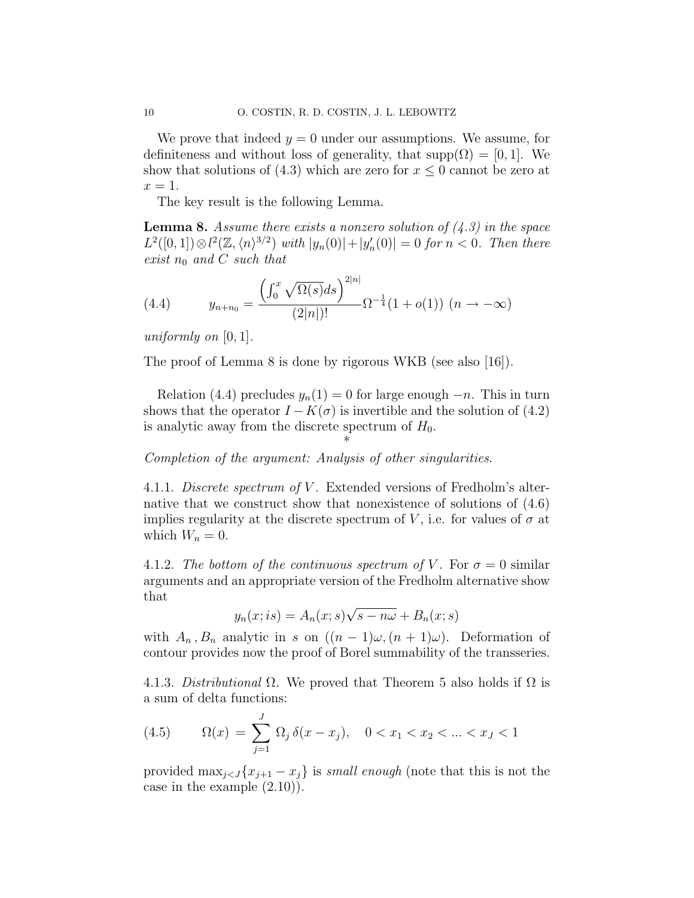We prove that indeed $y = 0$ under our assumptions. We assume, for definiteness and without loss of generality, that $\mathrm{supp}(\Omega) = [0,1]$. We show that solutions of (4.3) which are zero for $x \le 0$ cannot be zero at $x = 1$.

The key result is the following Lemma.

**Lemma 8.** *Assume there exists a nonzero solution of (4.3) in the space $L^2([0,1]) \otimes l^2(\mathbb{Z}, \langle n \rangle^{3/2})$ with $|y_n(0)| + |y_n'(0)| = 0$ for $n < 0$. Then there exist $n_0$ and $C$ such that*

$$y_{n+n_0} = \frac{\left(\int_0^x \sqrt{\Omega(s)}ds\right)^{2|n|}}{(2|n|)!}\Omega^{-\frac{1}{4}}(1 + o(1)) \ (n \to -\infty) \tag{4.4}$$

*uniformly on* $[0,1]$.

The proof of Lemma 8 is done by rigorous WKB (see also [16]).

Relation (4.4) precludes $y_n(1) = 0$ for large enough $-n$. This in turn shows that the operator $I - K(\sigma)$ is invertible and the solution of (4.2) is analytic away from the discrete spectrum of $H_0$.

*

*Completion of the argument: Analysis of other singularities.*

4.1.1. *Discrete spectrum of $V$.* Extended versions of Fredholm's alternative that we construct show that nonexistence of solutions of (4.6) implies regularity at the discrete spectrum of $V$, i.e. for values of $\sigma$ at which $W_n = 0$.

4.1.2. *The bottom of the continuous spectrum of $V$.* For $\sigma = 0$ similar arguments and an appropriate version of the Fredholm alternative show that

$$y_n(x; is) = A_n(x; s)\sqrt{s - n\omega} + B_n(x; s)$$

with $A_n, B_n$ analytic in $s$ on $((n-1)\omega, (n+1)\omega)$. Deformation of contour provides now the proof of Borel summability of the transseries.

4.1.3. *Distributional $\Omega$.* We proved that Theorem 5 also holds if $\Omega$ is a sum of delta functions:

$$\Omega(x) = \sum_{j=1}^{J} \Omega_j \, \delta(x - x_j), \quad 0 < x_1 < x_2 < \dots < x_J < 1 \tag{4.5}$$

provided $\max_{j<J}\{x_{j+1} - x_j\}$ is *small enough* (note that this is not the case in the example (2.10)).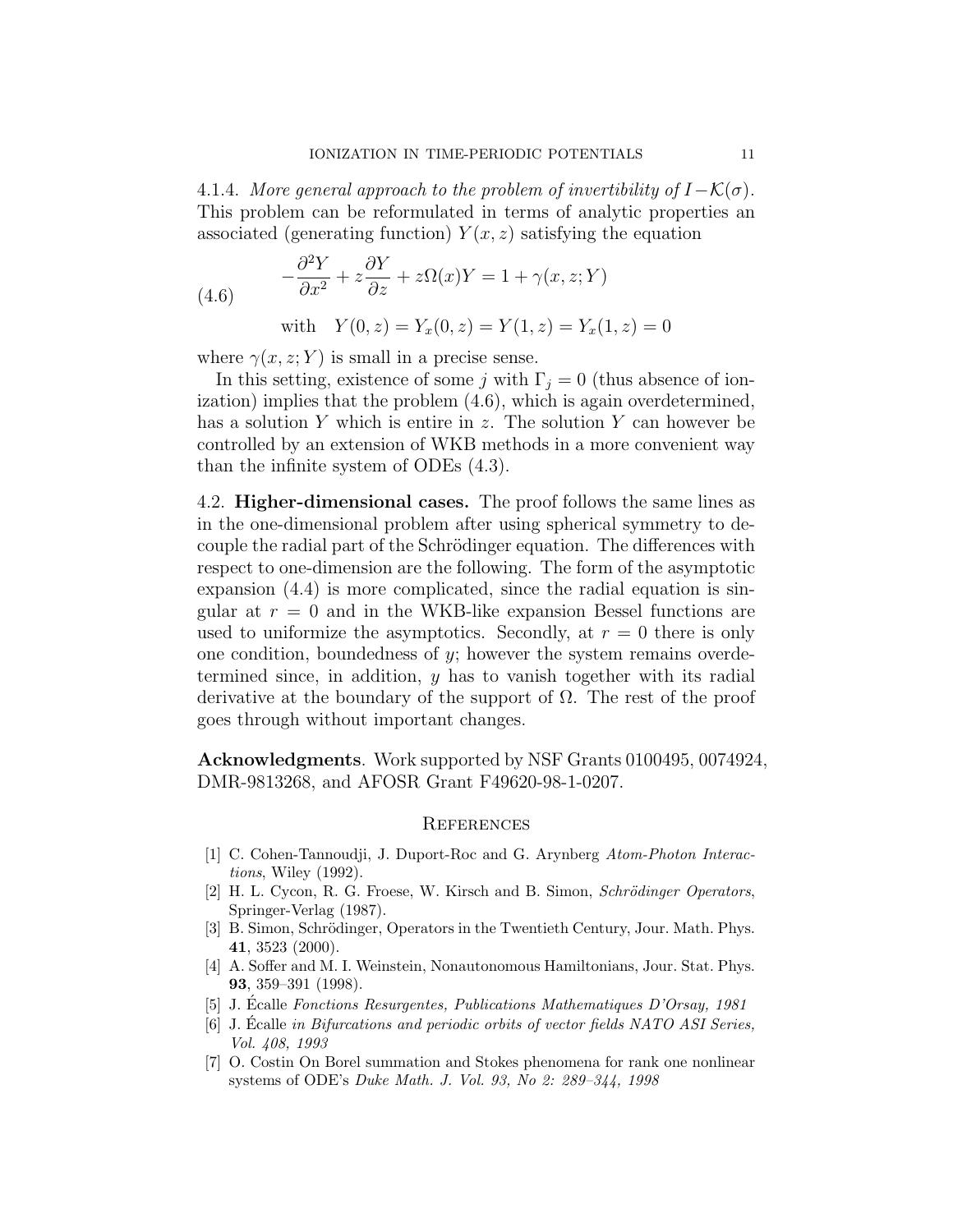4.1.4. *More general approach to the problem of invertibility of $I-\mathcal{K}(\sigma)$.* This problem can be reformulated in terms of analytic properties an associated (generating function) $Y(x,z)$ satisfying the equation

$$-\frac{\partial^2 Y}{\partial x^2}+z\frac{\partial Y}{\partial z}+z\Omega(x)Y=1+\gamma(x,z;Y)$$

$$\text{with}\quad Y(0,z)=Y_x(0,z)=Y(1,z)=Y_x(1,z)=0 \tag{4.6}$$

where $\gamma(x,z;Y)$ is small in a precise sense.

In this setting, existence of some $j$ with $\Gamma_j=0$ (thus absence of ionization) implies that the problem (4.6), which is again overdetermined, has a solution $Y$ which is entire in $z$. The solution $Y$ can however be controlled by an extension of WKB methods in a more convenient way than the infinite system of ODEs (4.3).

4.2. **Higher-dimensional cases.** The proof follows the same lines as in the one-dimensional problem after using spherical symmetry to decouple the radial part of the Schrödinger equation. The differences with respect to one-dimension are the following. The form of the asymptotic expansion (4.4) is more complicated, since the radial equation is singular at $r=0$ and in the WKB-like expansion Bessel functions are used to uniformize the asymptotics. Secondly, at $r=0$ there is only one condition, boundedness of $y$; however the system remains overdetermined since, in addition, $y$ has to vanish together with its radial derivative at the boundary of the support of $\Omega$. The rest of the proof goes through without important changes.

**Acknowledgments**. Work supported by NSF Grants 0100495, 0074924, DMR-9813268, and AFOSR Grant F49620-98-1-0207.

## References

[1] C. Cohen-Tannoudji, J. Duport-Roc and G. Arynberg *Atom-Photon Interactions*, Wiley (1992).

[2] H. L. Cycon, R. G. Froese, W. Kirsch and B. Simon, *Schrödinger Operators*, Springer-Verlag (1987).

[3] B. Simon, Schrödinger, Operators in the Twentieth Century, Jour. Math. Phys. **41**, 3523 (2000).

[4] A. Soffer and M. I. Weinstein, Nonautonomous Hamiltonians, Jour. Stat. Phys. **93**, 359–391 (1998).

[5] J. Écalle *Fonctions Resurgentes, Publications Mathematiques D'Orsay, 1981*

[6] J. Écalle *in Bifurcations and periodic orbits of vector fields NATO ASI Series, Vol. 408, 1993*

[7] O. Costin On Borel summation and Stokes phenomena for rank one nonlinear systems of ODE's *Duke Math. J. Vol. 93, No 2: 289–344, 1998*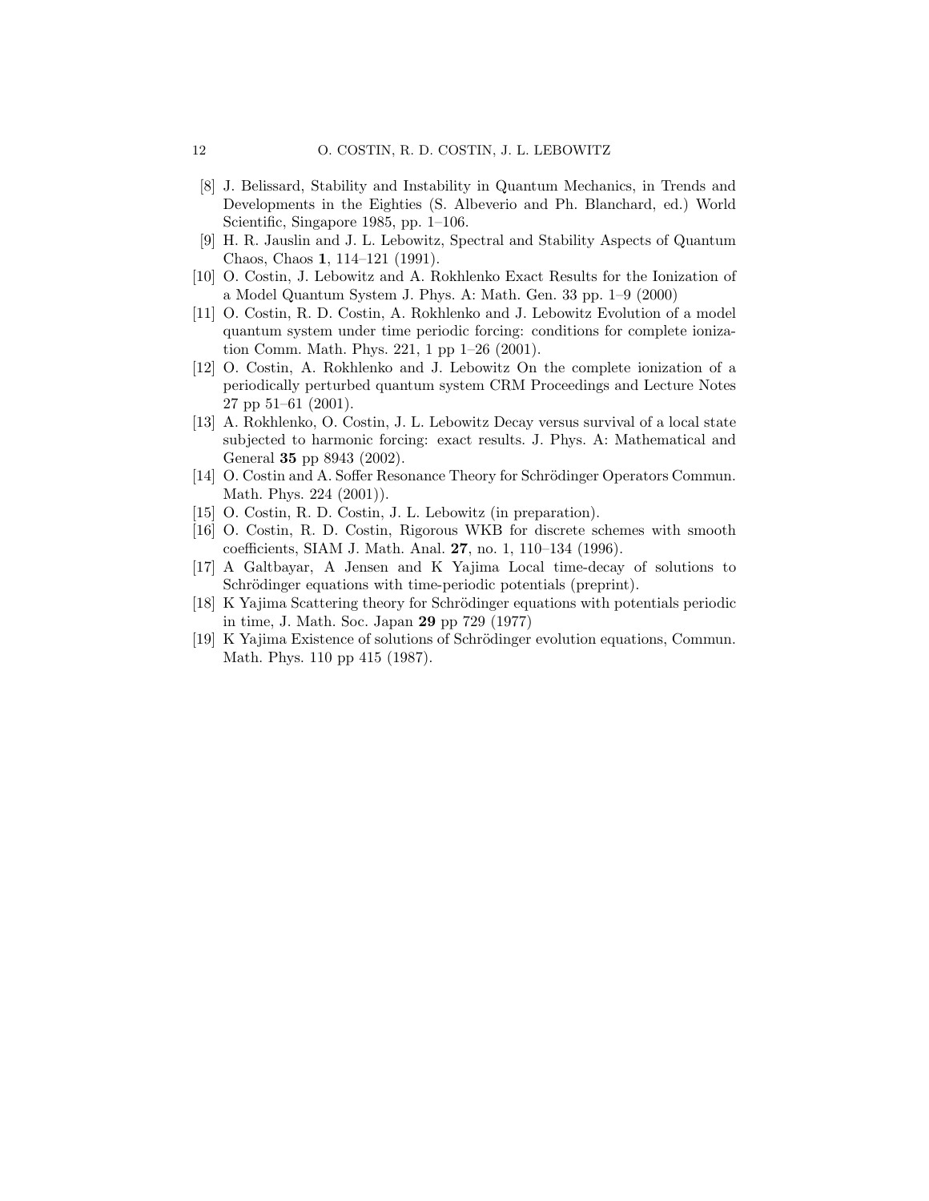[8] J. Belissard, Stability and Instability in Quantum Mechanics, in Trends and Developments in the Eighties (S. Albeverio and Ph. Blanchard, ed.) World Scientific, Singapore 1985, pp. 1–106.

[9] H. R. Jauslin and J. L. Lebowitz, Spectral and Stability Aspects of Quantum Chaos, Chaos **1**, 114–121 (1991).

[10] O. Costin, J. Lebowitz and A. Rokhlenko Exact Results for the Ionization of a Model Quantum System J. Phys. A: Math. Gen. 33 pp. 1–9 (2000)

[11] O. Costin, R. D. Costin, A. Rokhlenko and J. Lebowitz Evolution of a model quantum system under time periodic forcing: conditions for complete ionization Comm. Math. Phys. 221, 1 pp 1–26 (2001).

[12] O. Costin, A. Rokhlenko and J. Lebowitz On the complete ionization of a periodically perturbed quantum system CRM Proceedings and Lecture Notes 27 pp 51–61 (2001).

[13] A. Rokhlenko, O. Costin, J. L. Lebowitz Decay versus survival of a local state subjected to harmonic forcing: exact results. J. Phys. A: Mathematical and General **35** pp 8943 (2002).

[14] O. Costin and A. Soffer Resonance Theory for Schrödinger Operators Commun. Math. Phys. 224 (2001)).

[15] O. Costin, R. D. Costin, J. L. Lebowitz (in preparation).

[16] O. Costin, R. D. Costin, Rigorous WKB for discrete schemes with smooth coefficients, SIAM J. Math. Anal. **27**, no. 1, 110–134 (1996).

[17] A Galtbayar, A Jensen and K Yajima Local time-decay of solutions to Schrödinger equations with time-periodic potentials (preprint).

[18] K Yajima Scattering theory for Schrödinger equations with potentials periodic in time, J. Math. Soc. Japan **29** pp 729 (1977)

[19] K Yajima Existence of solutions of Schrödinger evolution equations, Commun. Math. Phys. 110 pp 415 (1987).